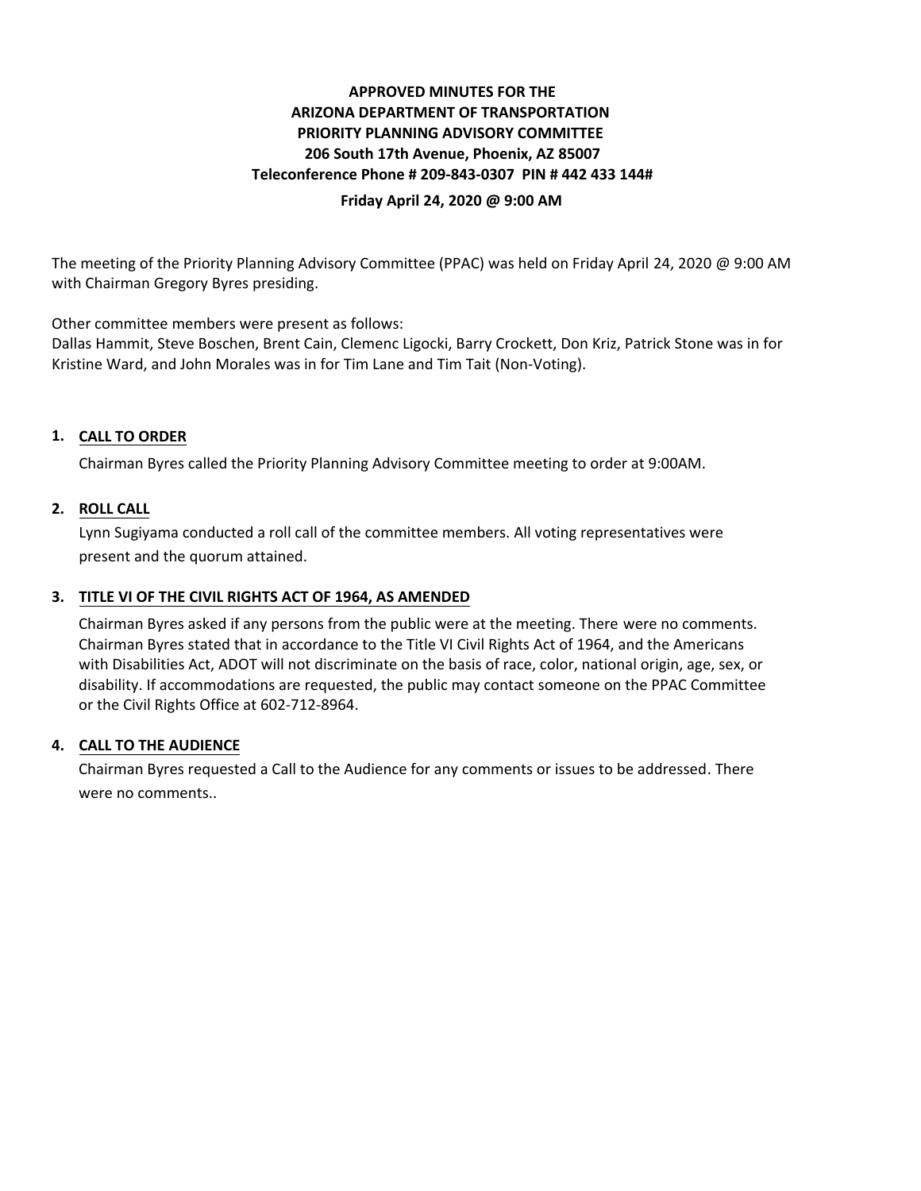# APPROVED MINUTES FOR THE ARIZONA DEPARTMENT OF TRANSPORTATION PRIORITY PLANNING ADVISORY COMMITTEE

**206 South 17th Avenue, Phoenix, AZ 85007**

**Teleconference Phone # 209-843-0307 PIN # 442 433 144#**

**Friday April 24, 2020 @ 9:00 AM**

The meeting of the Priority Planning Advisory Committee (PPAC) was held on Friday April 24, 2020 @ 9:00 AM with Chairman Gregory Byres presiding.

Other committee members were present as follows:
Dallas Hammit, Steve Boschen, Brent Cain, Clemenc Ligocki, Barry Crockett, Don Kriz, Patrick Stone was in for Kristine Ward, and John Morales was in for Tim Lane and Tim Tait (Non-Voting).

## 1. CALL TO ORDER

Chairman Byres called the Priority Planning Advisory Committee meeting to order at 9:00AM.

## 2. ROLL CALL

Lynn Sugiyama conducted a roll call of the committee members. All voting representatives were present and the quorum attained.

## 3. TITLE VI OF THE CIVIL RIGHTS ACT OF 1964, AS AMENDED

Chairman Byres asked if any persons from the public were at the meeting. There were no comments. Chairman Byres stated that in accordance to the Title VI Civil Rights Act of 1964, and the Americans with Disabilities Act, ADOT will not discriminate on the basis of race, color, national origin, age, sex, or disability. If accommodations are requested, the public may contact someone on the PPAC Committee or the Civil Rights Office at 602-712-8964.

## 4. CALL TO THE AUDIENCE

Chairman Byres requested a Call to the Audience for any comments or issues to be addressed. There were no comments..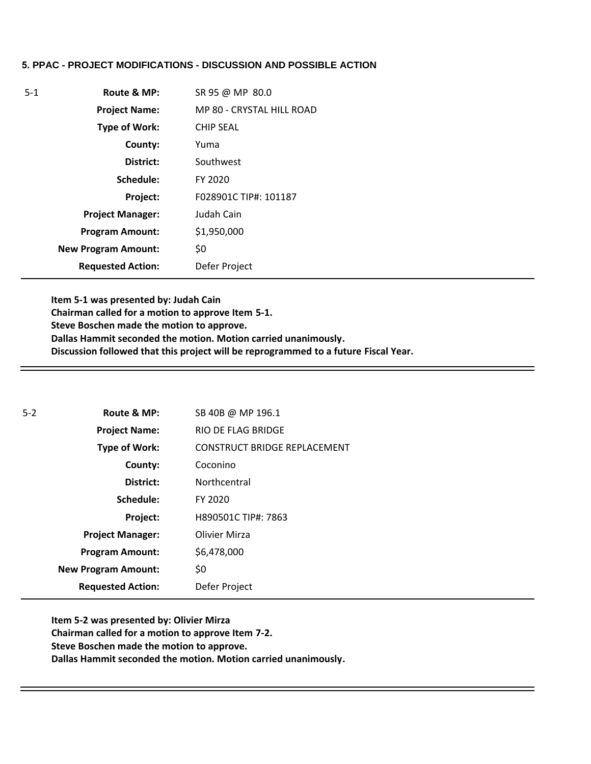**5. PPAC - PROJECT MODIFICATIONS - DISCUSSION AND POSSIBLE ACTION**

| 5-1 | | |
|---|---|---|
| | **Route & MP:** | SR 95 @ MP 80.0 |
| | **Project Name:** | MP 80 - CRYSTAL HILL ROAD |
| | **Type of Work:** | CHIP SEAL |
| | **County:** | Yuma |
| | **District:** | Southwest |
| | **Schedule:** | FY 2020 |
| | **Project:** | F028901C TIP#: 101187 |
| | **Project Manager:** | Judah Cain |
| | **Program Amount:** | $1,950,000 |
| | **New Program Amount:** | $0 |
| | **Requested Action:** | Defer Project |

**Item 5-1 was presented by: Judah Cain**
**Chairman called for a motion to approve Item 5-1.**
**Steve Boschen made the motion to approve.**
**Dallas Hammit seconded the motion. Motion carried unanimously.**
**Discussion followed that this project will be reprogrammed to a future Fiscal Year.**

---

| 5-2 | | |
|---|---|---|
| | **Route & MP:** | SB 40B @ MP 196.1 |
| | **Project Name:** | RIO DE FLAG BRIDGE |
| | **Type of Work:** | CONSTRUCT BRIDGE REPLACEMENT |
| | **County:** | Coconino |
| | **District:** | Northcentral |
| | **Schedule:** | FY 2020 |
| | **Project:** | H890501C TIP#: 7863 |
| | **Project Manager:** | Olivier Mirza |
| | **Program Amount:** | $6,478,000 |
| | **New Program Amount:** | $0 |
| | **Requested Action:** | Defer Project |

**Item 5-2 was presented by: Olivier Mirza**
**Chairman called for a motion to approve Item 7-2.**
**Steve Boschen made the motion to approve.**
**Dallas Hammit seconded the motion. Motion carried unanimously.**

---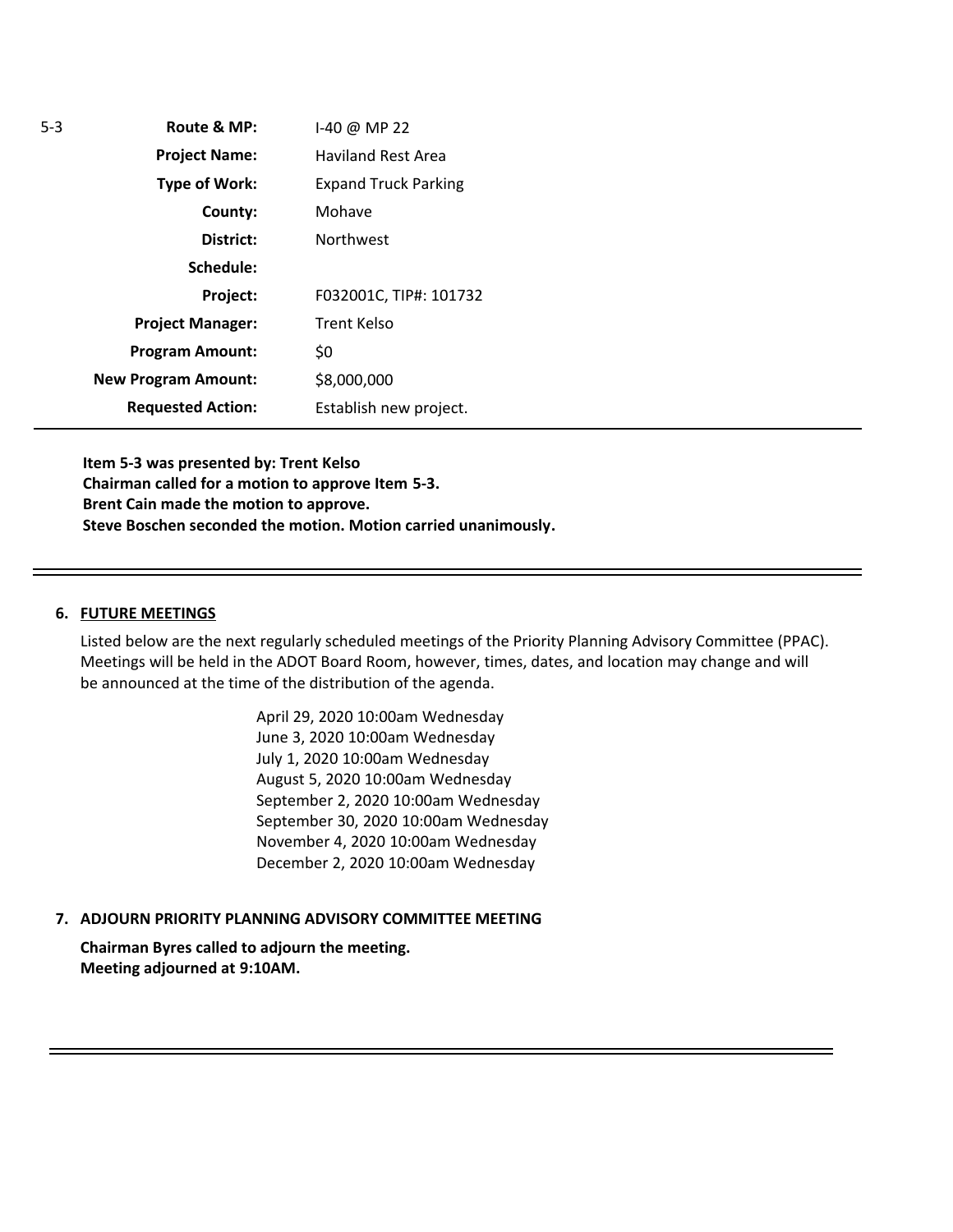| | | |
|---|---|---|
| 5-3 | **Route & MP:** | I-40 @ MP 22 |
| | **Project Name:** | Haviland Rest Area |
| | **Type of Work:** | Expand Truck Parking |
| | **County:** | Mohave |
| | **District:** | Northwest |
| | **Schedule:** | |
| | **Project:** | F032001C, TIP#: 101732 |
| | **Project Manager:** | Trent Kelso |
| | **Program Amount:** | $0 |
| | **New Program Amount:** | $8,000,000 |
| | **Requested Action:** | Establish new project. |

**Item 5-3 was presented by: Trent Kelso**
**Chairman called for a motion to approve Item 5-3.**
**Brent Cain made the motion to approve.**
**Steve Boschen seconded the motion. Motion carried unanimously.**

## 6. FUTURE MEETINGS

Listed below are the next regularly scheduled meetings of the Priority Planning Advisory Committee (PPAC). Meetings will be held in the ADOT Board Room, however, times, dates, and location may change and will be announced at the time of the distribution of the agenda.

April 29, 2020 10:00am Wednesday
June 3, 2020 10:00am Wednesday
July 1, 2020 10:00am Wednesday
August 5, 2020 10:00am Wednesday
September 2, 2020 10:00am Wednesday
September 30, 2020 10:00am Wednesday
November 4, 2020 10:00am Wednesday
December 2, 2020 10:00am Wednesday

## 7. ADJOURN PRIORITY PLANNING ADVISORY COMMITTEE MEETING

**Chairman Byres called to adjourn the meeting.**
**Meeting adjourned at 9:10AM.**